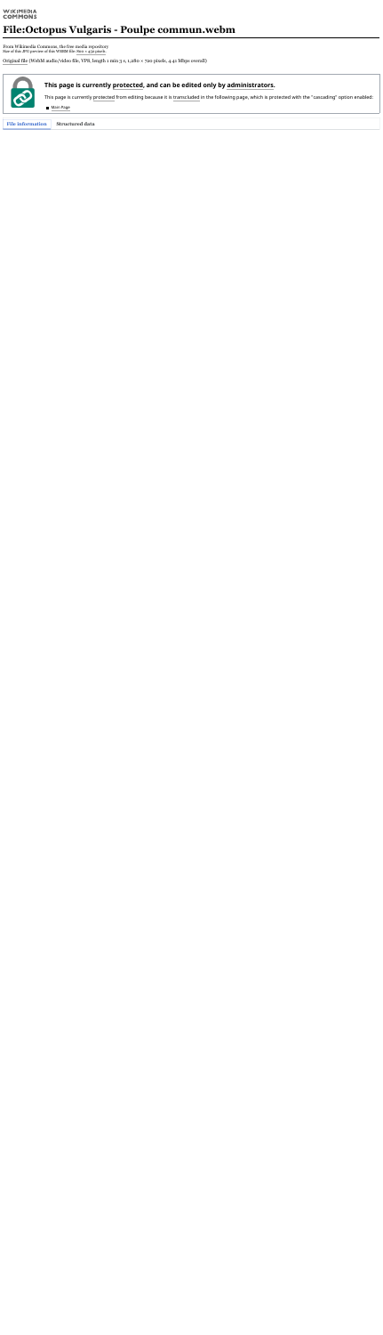WIKIMEDIA
COMMONS

# File:Octopus Vulgaris - Poulpe commun.webm

From Wikimedia Commons, the free media repository

Size of this JPG preview of this WEBM file: 800 × 450 pixels.

Original file (WebM audio/video file, VP8, length 1 min 3 s, 1,280 × 720 pixels, 4.41 Mbps overall)

**This page is currently protected, and can be edited only by administrators.**

This page is currently protected from editing because it is transcluded in the following page, which is protected with the "cascading" option enabled:

- Main Page

File information | Structured data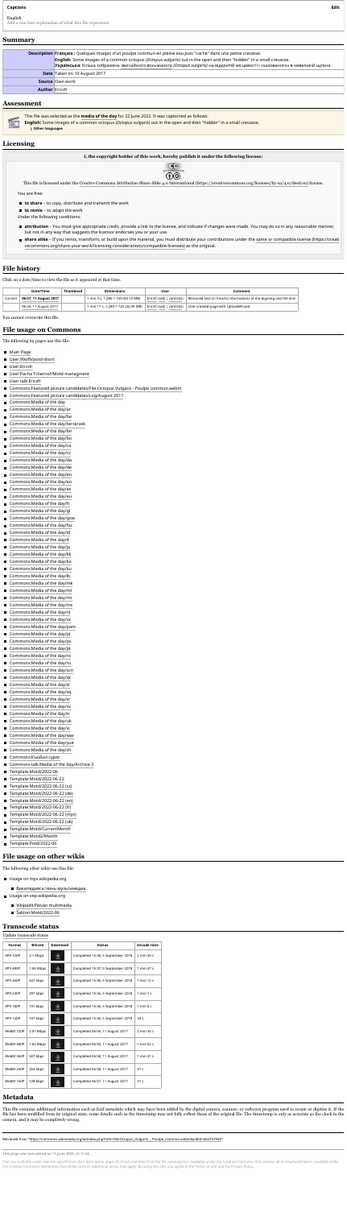**Captions** Edit

English

Add a one-line explanation of what this file represents

## Summary

| | |
|---|---|
| **Description** | **Français :** Quelques images d'un poulpe commun en pleine eau puis "caché" dans une petite crevasse.<br>**English:** Some images of a common octopus (*Octopus vulgaris*) out in the open and then "hidden" in a small crevasse.<br>**Українська:** Кілька зображень звичайного восьминога (*Octopus vulgaris*) на відкритій місцевості і «захованого» в невеликій щілині. |
| **Date** | Taken on 10 August 2017 |
| **Source** | Own work |
| **Author** | *Ericsfr* |

## Assessment

This file was selected as the **media of the day** for 22 June 2022. It was captioned as follows:

**English:** Some images of a common octopus (*Octopus vulgaris*) out in the open and then "hidden" in a small crevasse.

▸ Other languages

## Licensing

**I, the copyright holder of this work, hereby publish it under the following license:**

This file is licensed under the Creative Commons Attribution-Share Alike 4.0 International (https://creativecommons.org/licenses/by-sa/4.0/deed.en) license.

You are free:

- **to share** – to copy, distribute and transmit the work
- **to remix** – to adapt the work

Under the following conditions:

- **attribution** – You must give appropriate credit, provide a link to the license, and indicate if changes were made. You may do so in any reasonable manner, but not in any way that suggests the licensor endorses you or your use.
- **share alike** – If you remix, transform, or build upon the material, you must distribute your contributions under the same or compatible license (https://creativecommons.org/share-your-work/licensing-considerations/compatible-licenses) as the original.

## File history

Click on a date/time to view the file as it appeared at that time.

| | Date/Time | Thumbnail | Dimensions | User | Comment |
|---|---|---|---|---|---|
| current | **06:57, 11 August 2017** | | 1 min 3 s, 1,280 × 720 (63.15 MB) | Ericsfr (talk \| contribs) | Removed text (in French) informations at the begining and the end |
| | 06:24, 11 August 2017 | | 1 min 17 s, 1,280 × 720 (82.09 MB) | Ericsfr (talk \| contribs) | User created page with UploadWizard |

You cannot overwrite this file.

## File usage on Commons

The following 69 pages use this file:

- Main Page
- User:Rkefk/potd-short
- User:Ericsfr
- User:Pacha Tchernof/Motd managment
- User talk:Ericsfr
- Commons:Featured picture candidates/File:Octopus Vulgaris - Poulpe commun.webm
- Commons:Featured picture candidates/Log/August 2017
- Commons:Media of the day
- Commons:Media of the day/ar
- Commons:Media of the day/be
- Commons:Media of the day/be-tarask
- Commons:Media of the day/bn
- Commons:Media of the day/bo
- Commons:Media of the day/ca
- Commons:Media of the day/cs
- Commons:Media of the day/da
- Commons:Media of the day/de
- Commons:Media of the day/en
- Commons:Media of the day/eo
- Commons:Media of the day/es
- Commons:Media of the day/eu
- Commons:Media of the day/fr
- Commons:Media of the day/gl
- Commons:Media of the day/gsw
- Commons:Media of the day/hu
- Commons:Media of the day/id
- Commons:Media of the day/it
- Commons:Media of the day/ja
- Commons:Media of the day/kk
- Commons:Media of the day/ko
- Commons:Media of the day/ku
- Commons:Media of the day/lb
- Commons:Media of the day/mk
- Commons:Media of the day/ml
- Commons:Media of the day/mr
- Commons:Media of the day/ms
- Commons:Media of the day/nl
- Commons:Media of the day/oc
- Commons:Media of the day/pam
- Commons:Media of the day/pl
- Commons:Media of the day/ps
- Commons:Media of the day/pt
- Commons:Media of the day/ro
- Commons:Media of the day/ru
- Commons:Media of the day/scn
- Commons:Media of the day/sk
- Commons:Media of the day/sl
- Commons:Media of the day/sq
- Commons:Media of the day/sr
- Commons:Media of the day/sv
- Commons:Media of the day/tr
- Commons:Media of the day/uk
- Commons:Media of the day/vi
- Commons:Media of the day/war
- Commons:Media of the day/yue
- Commons:Media of the day/zh
- Commons:Кьыйин сурат
- Commons talk:Media of the day/Archive 3
- Template:Motd/2022-06
- Template:Motd/2022-06-22
- Template:Motd/2022-06-22 (cs)
- Template:Motd/2022-06-22 (de)
- Template:Motd/2022-06-22 (en)
- Template:Motd/2022-06-22 (fr)
- Template:Motd/2022-06-22 (myv)
- Template:Motd/2022-06-22 (uk)
- Template:Motd/CurrentMonth
- Template:Motd2/Month
- Template:Potd/2022-06

## File usage on other wikis

The following other wikis use this file:

- Usage on myv.wikipedia.org
  - Википедиясь:Чинь мультимедия
- Usage on vep.wikipedia.org
  - Vikipedii:Päivän multimedia
  - Šablon:Motd/2022-06

## Transcode status

Update transcode status

| Format | Bitrate | Download | Status | Encode time |
|---|---|---|---|---|
| VP9 720P | 2.1 Mbps | | Completed 15:38, 5 September 2018 | 2 min 40 s |
| VP9 480P | 1.06 Mbps | | Completed 15:37, 5 September 2018 | 1 min 47 s |
| VP9 360P | 547 kbps | | Completed 15:36, 5 September 2018 | 1 min 12 s |
| VP9 240P | 297 kbps | | Completed 15:36, 5 September 2018 | 1 min 7 s |
| VP9 180P | 191 kbps | | Completed 15:36, 5 September 2018 | 1 min 6 s |
| VP9 120P | 107 kbps | | Completed 15:36, 5 September 2018 | 33 s |
| WebM 720P | 2.07 Mbps | | Completed 06:59, 11 August 2017 | 2 min 35 s |
| WebM 480P | 1.02 Mbps | | Completed 06:59, 11 August 2017 | 1 min 52 s |
| WebM 360P | 507 kbps | | Completed 06:58, 11 August 2017 | 1 min 41 s |
| WebM 240P | 253 kbps | | Completed 06:58, 11 August 2017 | 41 s |
| WebM 160P | 128 kbps | | Completed 06:57, 11 August 2017 | 31 s |

## Metadata

This file contains additional information such as Exif metadata which may have been added by the digital camera, scanner, or software program used to create or digitize it. If the file has been modified from its original state, some details such as the timestamp may not fully reflect those of the original file. The timestamp is only as accurate as the clock in the camera, and it may be completely wrong.

Retrieved from "https://commons.wikimedia.org/w/index.php?title=File:Octopus_Vulgaris_-_Poulpe_commun.webm&oldid=663757943"

This page was last edited on 11 June 2022, at 11:26.

Files are available under licenses specified on their description page. All structured data from the file namespace is available under the Creative Commons CC0 License; all unstructured text is available under the Creative Commons Attribution-ShareAlike License; additional terms may apply. By using this site, you agree to the Terms of Use and the Privacy Policy.